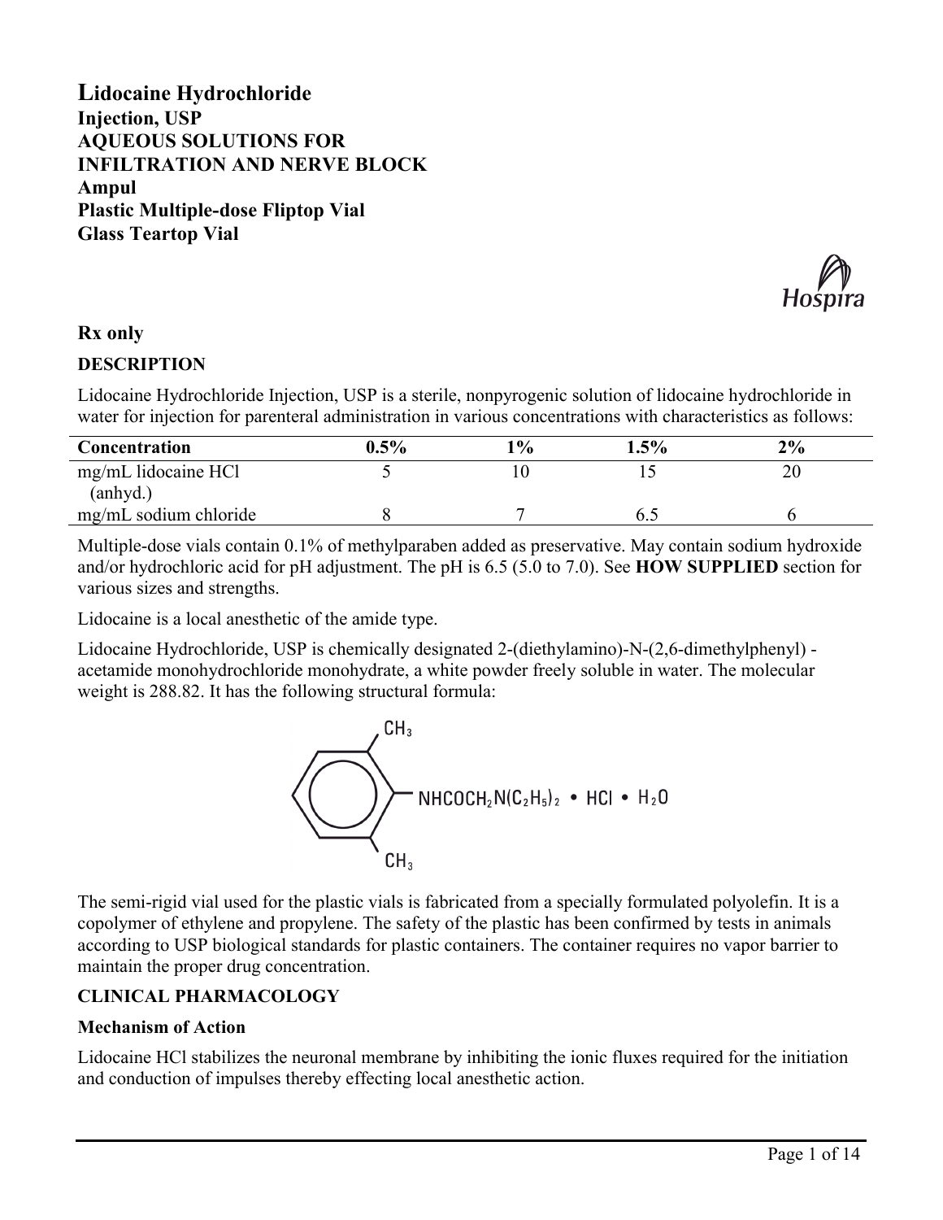# Lidocaine Hydrochloride

**Injection, USP**
**AQUEOUS SOLUTIONS FOR INFILTRATION AND NERVE BLOCK**
**Ampul**
**Plastic Multiple-dose Fliptop Vial**
**Glass Teartop Vial**

Hospira

**Rx only**

## DESCRIPTION

Lidocaine Hydrochloride Injection, USP is a sterile, nonpyrogenic solution of lidocaine hydrochloride in water for injection for parenteral administration in various concentrations with characteristics as follows:

| Concentration | 0.5% | 1% | 1.5% | 2% |
|---|---|---|---|---|
| mg/mL lidocaine HCl (anhyd.) | 5 | 10 | 15 | 20 |
| mg/mL sodium chloride | 8 | 7 | 6.5 | 6 |

Multiple-dose vials contain 0.1% of methylparaben added as preservative. May contain sodium hydroxide and/or hydrochloric acid for pH adjustment. The pH is 6.5 (5.0 to 7.0). See **HOW SUPPLIED** section for various sizes and strengths.

Lidocaine is a local anesthetic of the amide type.

Lidocaine Hydrochloride, USP is chemically designated 2-(diethylamino)-N-(2,6-dimethylphenyl) -acetamide monohydrochloride monohydrate, a white powder freely soluble in water. The molecular weight is 288.82. It has the following structural formula:

$CH_3$

$NHCOCH_2N(C_2H_5)_2 \bullet HCl \bullet H_2O$

$CH_3$

The semi-rigid vial used for the plastic vials is fabricated from a specially formulated polyolefin. It is a copolymer of ethylene and propylene. The safety of the plastic has been confirmed by tests in animals according to USP biological standards for plastic containers. The container requires no vapor barrier to maintain the proper drug concentration.

## CLINICAL PHARMACOLOGY

### Mechanism of Action

Lidocaine HCl stabilizes the neuronal membrane by inhibiting the ionic fluxes required for the initiation and conduction of impulses thereby effecting local anesthetic action.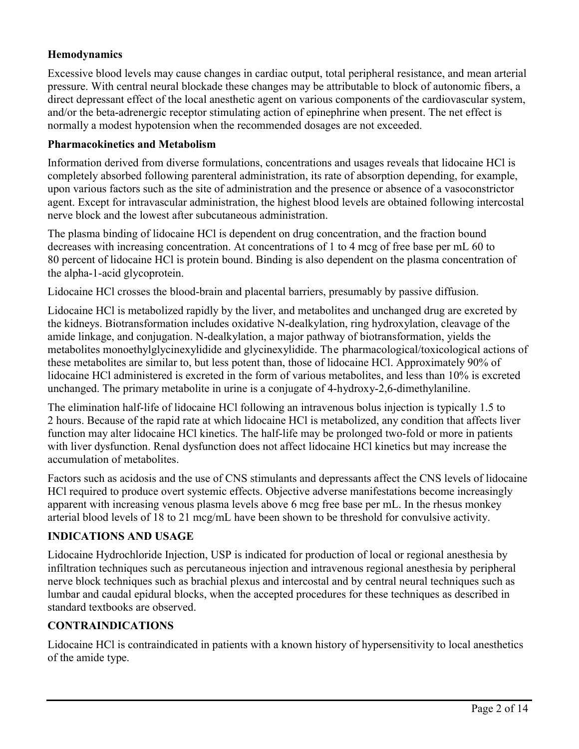**Hemodynamics**

Excessive blood levels may cause changes in cardiac output, total peripheral resistance, and mean arterial pressure. With central neural blockade these changes may be attributable to block of autonomic fibers, a direct depressant effect of the local anesthetic agent on various components of the cardiovascular system, and/or the beta-adrenergic receptor stimulating action of epinephrine when present. The net effect is normally a modest hypotension when the recommended dosages are not exceeded.

**Pharmacokinetics and Metabolism**

Information derived from diverse formulations, concentrations and usages reveals that lidocaine HCl is completely absorbed following parenteral administration, its rate of absorption depending, for example, upon various factors such as the site of administration and the presence or absence of a vasoconstrictor agent. Except for intravascular administration, the highest blood levels are obtained following intercostal nerve block and the lowest after subcutaneous administration.

The plasma binding of lidocaine HCl is dependent on drug concentration, and the fraction bound decreases with increasing concentration. At concentrations of 1 to 4 mcg of free base per mL 60 to 80 percent of lidocaine HCl is protein bound. Binding is also dependent on the plasma concentration of the alpha-1-acid glycoprotein.

Lidocaine HCl crosses the blood-brain and placental barriers, presumably by passive diffusion.

Lidocaine HCl is metabolized rapidly by the liver, and metabolites and unchanged drug are excreted by the kidneys. Biotransformation includes oxidative N-dealkylation, ring hydroxylation, cleavage of the amide linkage, and conjugation. N-dealkylation, a major pathway of biotransformation, yields the metabolites monoethylglycinexylidide and glycinexylidide. The pharmacological/toxicological actions of these metabolites are similar to, but less potent than, those of lidocaine HCl. Approximately 90% of lidocaine HCl administered is excreted in the form of various metabolites, and less than 10% is excreted unchanged. The primary metabolite in urine is a conjugate of 4-hydroxy-2,6-dimethylaniline.

The elimination half-life of lidocaine HCl following an intravenous bolus injection is typically 1.5 to 2 hours. Because of the rapid rate at which lidocaine HCl is metabolized, any condition that affects liver function may alter lidocaine HCl kinetics. The half-life may be prolonged two-fold or more in patients with liver dysfunction. Renal dysfunction does not affect lidocaine HCl kinetics but may increase the accumulation of metabolites.

Factors such as acidosis and the use of CNS stimulants and depressants affect the CNS levels of lidocaine HCl required to produce overt systemic effects. Objective adverse manifestations become increasingly apparent with increasing venous plasma levels above 6 mcg free base per mL. In the rhesus monkey arterial blood levels of 18 to 21 mcg/mL have been shown to be threshold for convulsive activity.

## INDICATIONS AND USAGE

Lidocaine Hydrochloride Injection, USP is indicated for production of local or regional anesthesia by infiltration techniques such as percutaneous injection and intravenous regional anesthesia by peripheral nerve block techniques such as brachial plexus and intercostal and by central neural techniques such as lumbar and caudal epidural blocks, when the accepted procedures for these techniques as described in standard textbooks are observed.

## CONTRAINDICATIONS

Lidocaine HCl is contraindicated in patients with a known history of hypersensitivity to local anesthetics of the amide type.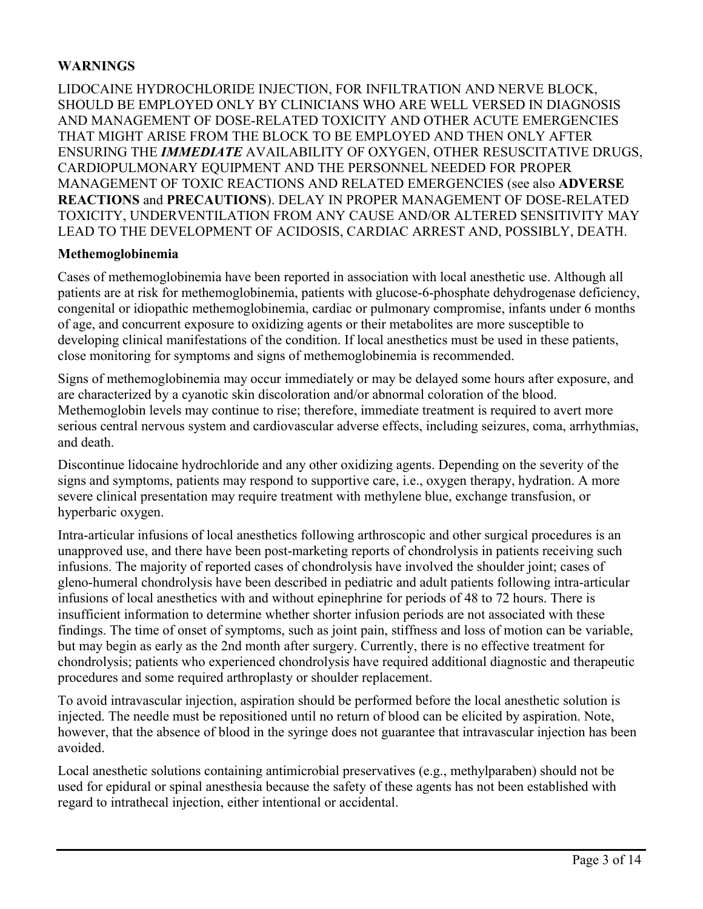## WARNINGS

LIDOCAINE HYDROCHLORIDE INJECTION, FOR INFILTRATION AND NERVE BLOCK, SHOULD BE EMPLOYED ONLY BY CLINICIANS WHO ARE WELL VERSED IN DIAGNOSIS AND MANAGEMENT OF DOSE-RELATED TOXICITY AND OTHER ACUTE EMERGENCIES THAT MIGHT ARISE FROM THE BLOCK TO BE EMPLOYED AND THEN ONLY AFTER ENSURING THE ***IMMEDIATE*** AVAILABILITY OF OXYGEN, OTHER RESUSCITATIVE DRUGS, CARDIOPULMONARY EQUIPMENT AND THE PERSONNEL NEEDED FOR PROPER MANAGEMENT OF TOXIC REACTIONS AND RELATED EMERGENCIES (see also **ADVERSE REACTIONS** and **PRECAUTIONS**). DELAY IN PROPER MANAGEMENT OF DOSE-RELATED TOXICITY, UNDERVENTILATION FROM ANY CAUSE AND/OR ALTERED SENSITIVITY MAY LEAD TO THE DEVELOPMENT OF ACIDOSIS, CARDIAC ARREST AND, POSSIBLY, DEATH.

### Methemoglobinemia

Cases of methemoglobinemia have been reported in association with local anesthetic use. Although all patients are at risk for methemoglobinemia, patients with glucose-6-phosphate dehydrogenase deficiency, congenital or idiopathic methemoglobinemia, cardiac or pulmonary compromise, infants under 6 months of age, and concurrent exposure to oxidizing agents or their metabolites are more susceptible to developing clinical manifestations of the condition. If local anesthetics must be used in these patients, close monitoring for symptoms and signs of methemoglobinemia is recommended.

Signs of methemoglobinemia may occur immediately or may be delayed some hours after exposure, and are characterized by a cyanotic skin discoloration and/or abnormal coloration of the blood. Methemoglobin levels may continue to rise; therefore, immediate treatment is required to avert more serious central nervous system and cardiovascular adverse effects, including seizures, coma, arrhythmias, and death.

Discontinue lidocaine hydrochloride and any other oxidizing agents. Depending on the severity of the signs and symptoms, patients may respond to supportive care, i.e., oxygen therapy, hydration. A more severe clinical presentation may require treatment with methylene blue, exchange transfusion, or hyperbaric oxygen.

Intra-articular infusions of local anesthetics following arthroscopic and other surgical procedures is an unapproved use, and there have been post-marketing reports of chondrolysis in patients receiving such infusions. The majority of reported cases of chondrolysis have involved the shoulder joint; cases of gleno-humeral chondrolysis have been described in pediatric and adult patients following intra-articular infusions of local anesthetics with and without epinephrine for periods of 48 to 72 hours. There is insufficient information to determine whether shorter infusion periods are not associated with these findings. The time of onset of symptoms, such as joint pain, stiffness and loss of motion can be variable, but may begin as early as the 2nd month after surgery. Currently, there is no effective treatment for chondrolysis; patients who experienced chondrolysis have required additional diagnostic and therapeutic procedures and some required arthroplasty or shoulder replacement.

To avoid intravascular injection, aspiration should be performed before the local anesthetic solution is injected. The needle must be repositioned until no return of blood can be elicited by aspiration. Note, however, that the absence of blood in the syringe does not guarantee that intravascular injection has been avoided.

Local anesthetic solutions containing antimicrobial preservatives (e.g., methylparaben) should not be used for epidural or spinal anesthesia because the safety of these agents has not been established with regard to intrathecal injection, either intentional or accidental.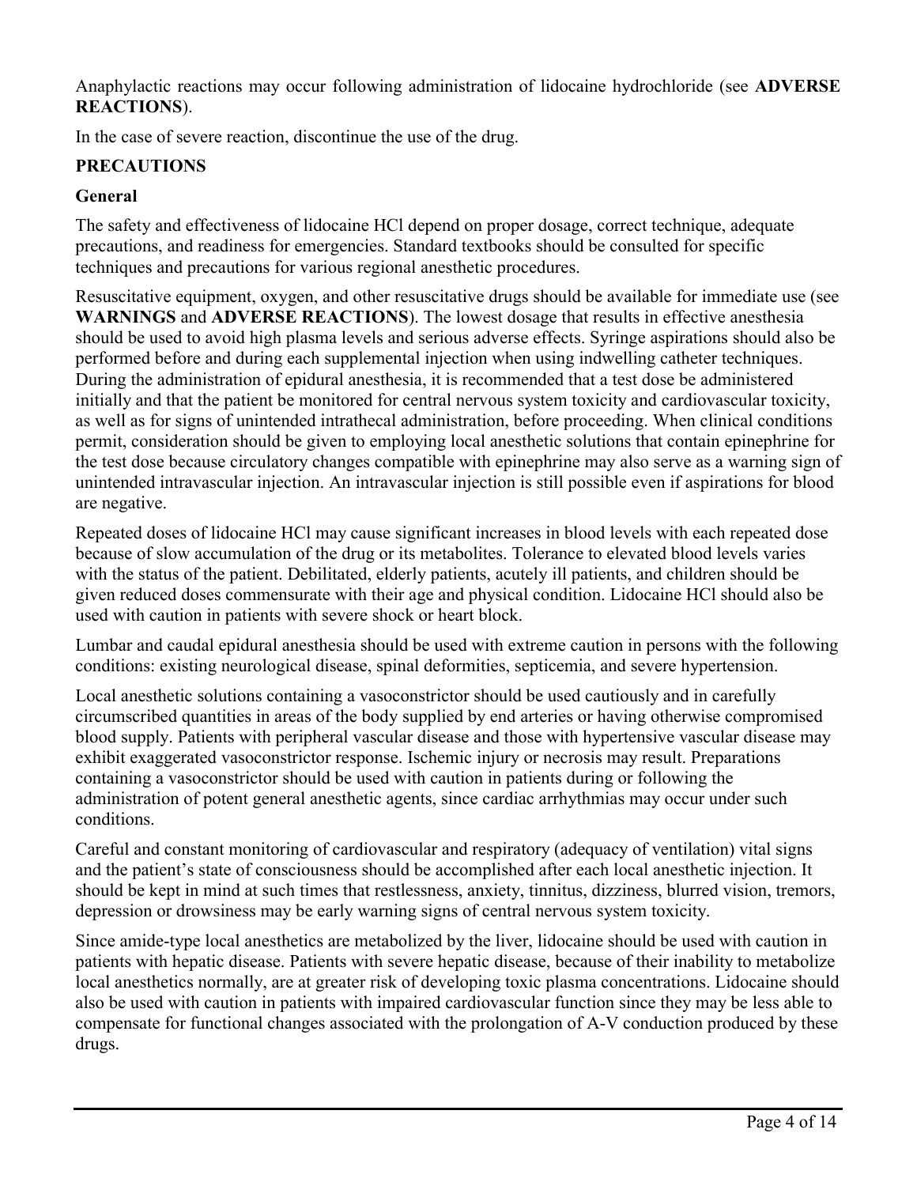Anaphylactic reactions may occur following administration of lidocaine hydrochloride (see **ADVERSE REACTIONS**).

In the case of severe reaction, discontinue the use of the drug.

## PRECAUTIONS

### General

The safety and effectiveness of lidocaine HCl depend on proper dosage, correct technique, adequate precautions, and readiness for emergencies. Standard textbooks should be consulted for specific techniques and precautions for various regional anesthetic procedures.

Resuscitative equipment, oxygen, and other resuscitative drugs should be available for immediate use (see **WARNINGS** and **ADVERSE REACTIONS**). The lowest dosage that results in effective anesthesia should be used to avoid high plasma levels and serious adverse effects. Syringe aspirations should also be performed before and during each supplemental injection when using indwelling catheter techniques. During the administration of epidural anesthesia, it is recommended that a test dose be administered initially and that the patient be monitored for central nervous system toxicity and cardiovascular toxicity, as well as for signs of unintended intrathecal administration, before proceeding. When clinical conditions permit, consideration should be given to employing local anesthetic solutions that contain epinephrine for the test dose because circulatory changes compatible with epinephrine may also serve as a warning sign of unintended intravascular injection. An intravascular injection is still possible even if aspirations for blood are negative.

Repeated doses of lidocaine HCl may cause significant increases in blood levels with each repeated dose because of slow accumulation of the drug or its metabolites. Tolerance to elevated blood levels varies with the status of the patient. Debilitated, elderly patients, acutely ill patients, and children should be given reduced doses commensurate with their age and physical condition. Lidocaine HCl should also be used with caution in patients with severe shock or heart block.

Lumbar and caudal epidural anesthesia should be used with extreme caution in persons with the following conditions: existing neurological disease, spinal deformities, septicemia, and severe hypertension.

Local anesthetic solutions containing a vasoconstrictor should be used cautiously and in carefully circumscribed quantities in areas of the body supplied by end arteries or having otherwise compromised blood supply. Patients with peripheral vascular disease and those with hypertensive vascular disease may exhibit exaggerated vasoconstrictor response. Ischemic injury or necrosis may result. Preparations containing a vasoconstrictor should be used with caution in patients during or following the administration of potent general anesthetic agents, since cardiac arrhythmias may occur under such conditions.

Careful and constant monitoring of cardiovascular and respiratory (adequacy of ventilation) vital signs and the patient's state of consciousness should be accomplished after each local anesthetic injection. It should be kept in mind at such times that restlessness, anxiety, tinnitus, dizziness, blurred vision, tremors, depression or drowsiness may be early warning signs of central nervous system toxicity.

Since amide-type local anesthetics are metabolized by the liver, lidocaine should be used with caution in patients with hepatic disease. Patients with severe hepatic disease, because of their inability to metabolize local anesthetics normally, are at greater risk of developing toxic plasma concentrations. Lidocaine should also be used with caution in patients with impaired cardiovascular function since they may be less able to compensate for functional changes associated with the prolongation of A-V conduction produced by these drugs.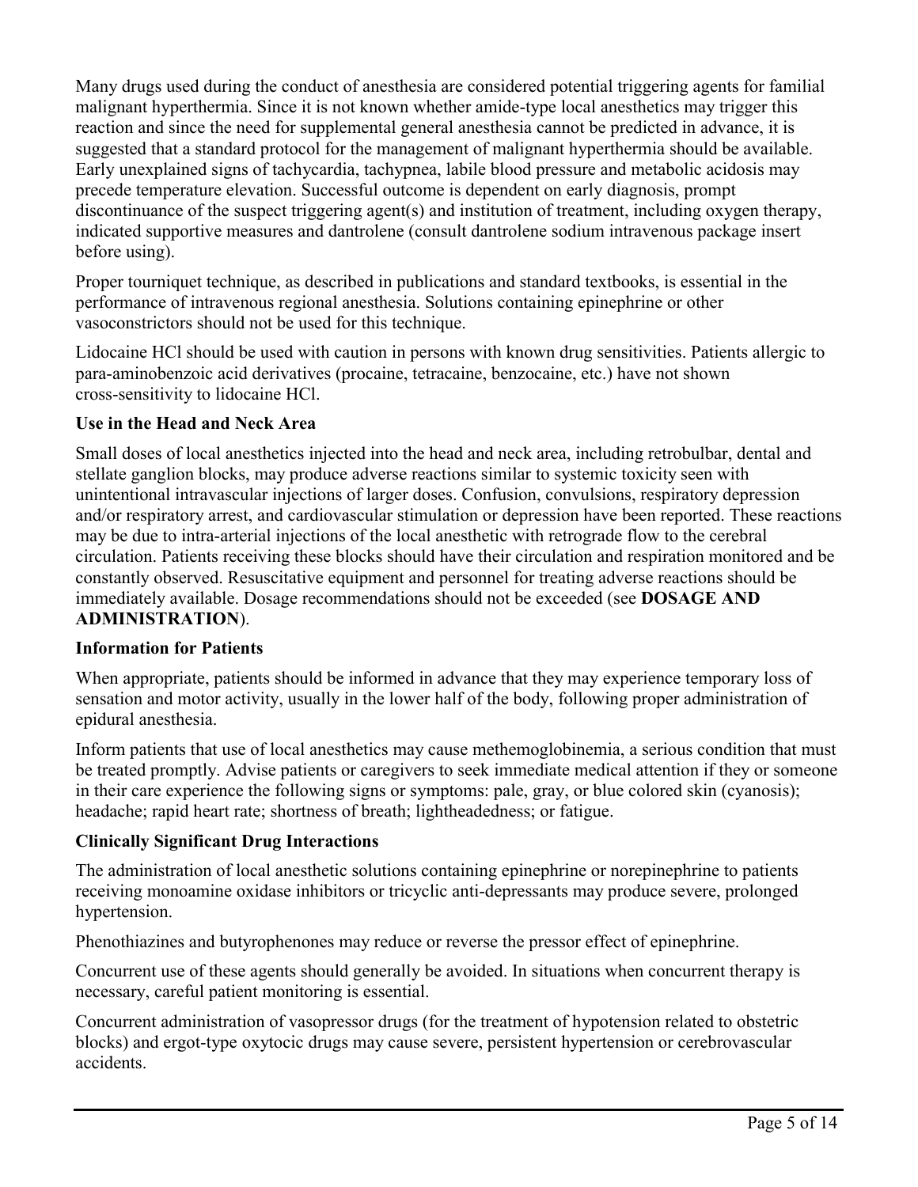Many drugs used during the conduct of anesthesia are considered potential triggering agents for familial malignant hyperthermia. Since it is not known whether amide-type local anesthetics may trigger this reaction and since the need for supplemental general anesthesia cannot be predicted in advance, it is suggested that a standard protocol for the management of malignant hyperthermia should be available. Early unexplained signs of tachycardia, tachypnea, labile blood pressure and metabolic acidosis may precede temperature elevation. Successful outcome is dependent on early diagnosis, prompt discontinuance of the suspect triggering agent(s) and institution of treatment, including oxygen therapy, indicated supportive measures and dantrolene (consult dantrolene sodium intravenous package insert before using).

Proper tourniquet technique, as described in publications and standard textbooks, is essential in the performance of intravenous regional anesthesia. Solutions containing epinephrine or other vasoconstrictors should not be used for this technique.

Lidocaine HCl should be used with caution in persons with known drug sensitivities. Patients allergic to para-aminobenzoic acid derivatives (procaine, tetracaine, benzocaine, etc.) have not shown cross-sensitivity to lidocaine HCl.

**Use in the Head and Neck Area**

Small doses of local anesthetics injected into the head and neck area, including retrobulbar, dental and stellate ganglion blocks, may produce adverse reactions similar to systemic toxicity seen with unintentional intravascular injections of larger doses. Confusion, convulsions, respiratory depression and/or respiratory arrest, and cardiovascular stimulation or depression have been reported. These reactions may be due to intra-arterial injections of the local anesthetic with retrograde flow to the cerebral circulation. Patients receiving these blocks should have their circulation and respiration monitored and be constantly observed. Resuscitative equipment and personnel for treating adverse reactions should be immediately available. Dosage recommendations should not be exceeded (see **DOSAGE AND ADMINISTRATION**).

**Information for Patients**

When appropriate, patients should be informed in advance that they may experience temporary loss of sensation and motor activity, usually in the lower half of the body, following proper administration of epidural anesthesia.

Inform patients that use of local anesthetics may cause methemoglobinemia, a serious condition that must be treated promptly. Advise patients or caregivers to seek immediate medical attention if they or someone in their care experience the following signs or symptoms: pale, gray, or blue colored skin (cyanosis); headache; rapid heart rate; shortness of breath; lightheadedness; or fatigue.

**Clinically Significant Drug Interactions**

The administration of local anesthetic solutions containing epinephrine or norepinephrine to patients receiving monoamine oxidase inhibitors or tricyclic anti-depressants may produce severe, prolonged hypertension.

Phenothiazines and butyrophenones may reduce or reverse the pressor effect of epinephrine.

Concurrent use of these agents should generally be avoided. In situations when concurrent therapy is necessary, careful patient monitoring is essential.

Concurrent administration of vasopressor drugs (for the treatment of hypotension related to obstetric blocks) and ergot-type oxytocic drugs may cause severe, persistent hypertension or cerebrovascular accidents.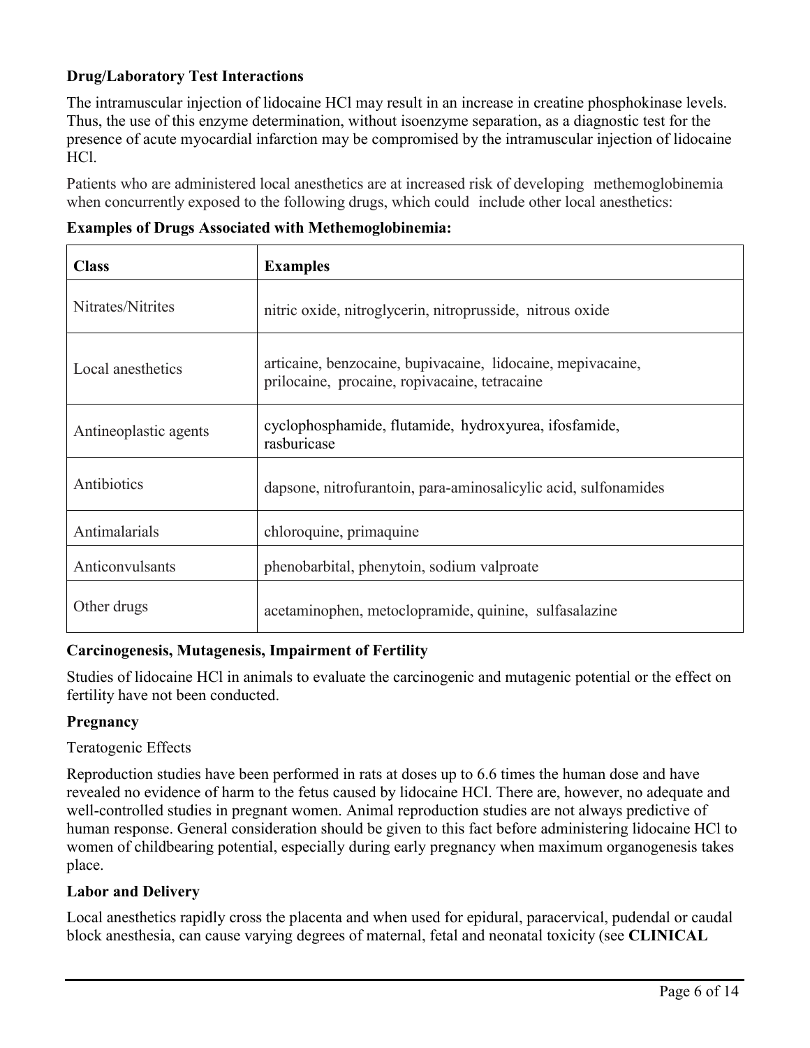**Drug/Laboratory Test Interactions**

The intramuscular injection of lidocaine HCl may result in an increase in creatine phosphokinase levels. Thus, the use of this enzyme determination, without isoenzyme separation, as a diagnostic test for the presence of acute myocardial infarction may be compromised by the intramuscular injection of lidocaine HCl.

Patients who are administered local anesthetics are at increased risk of developing methemoglobinemia when concurrently exposed to the following drugs, which could include other local anesthetics:

**Examples of Drugs Associated with Methemoglobinemia:**

| **Class** | **Examples** |
|---|---|
| Nitrates/Nitrites | nitric oxide, nitroglycerin, nitroprusside, nitrous oxide |
| Local anesthetics | articaine, benzocaine, bupivacaine, lidocaine, mepivacaine, prilocaine, procaine, ropivacaine, tetracaine |
| Antineoplastic agents | cyclophosphamide, flutamide, hydroxyurea, ifosfamide, rasburicase |
| Antibiotics | dapsone, nitrofurantoin, para-aminosalicylic acid, sulfonamides |
| Antimalarials | chloroquine, primaquine |
| Anticonvulsants | phenobarbital, phenytoin, sodium valproate |
| Other drugs | acetaminophen, metoclopramide, quinine, sulfasalazine |

**Carcinogenesis, Mutagenesis, Impairment of Fertility**

Studies of lidocaine HCl in animals to evaluate the carcinogenic and mutagenic potential or the effect on fertility have not been conducted.

**Pregnancy**

Teratogenic Effects

Reproduction studies have been performed in rats at doses up to 6.6 times the human dose and have revealed no evidence of harm to the fetus caused by lidocaine HCl. There are, however, no adequate and well-controlled studies in pregnant women. Animal reproduction studies are not always predictive of human response. General consideration should be given to this fact before administering lidocaine HCl to women of childbearing potential, especially during early pregnancy when maximum organogenesis takes place.

**Labor and Delivery**

Local anesthetics rapidly cross the placenta and when used for epidural, paracervical, pudendal or caudal block anesthesia, can cause varying degrees of maternal, fetal and neonatal toxicity (see **CLINICAL**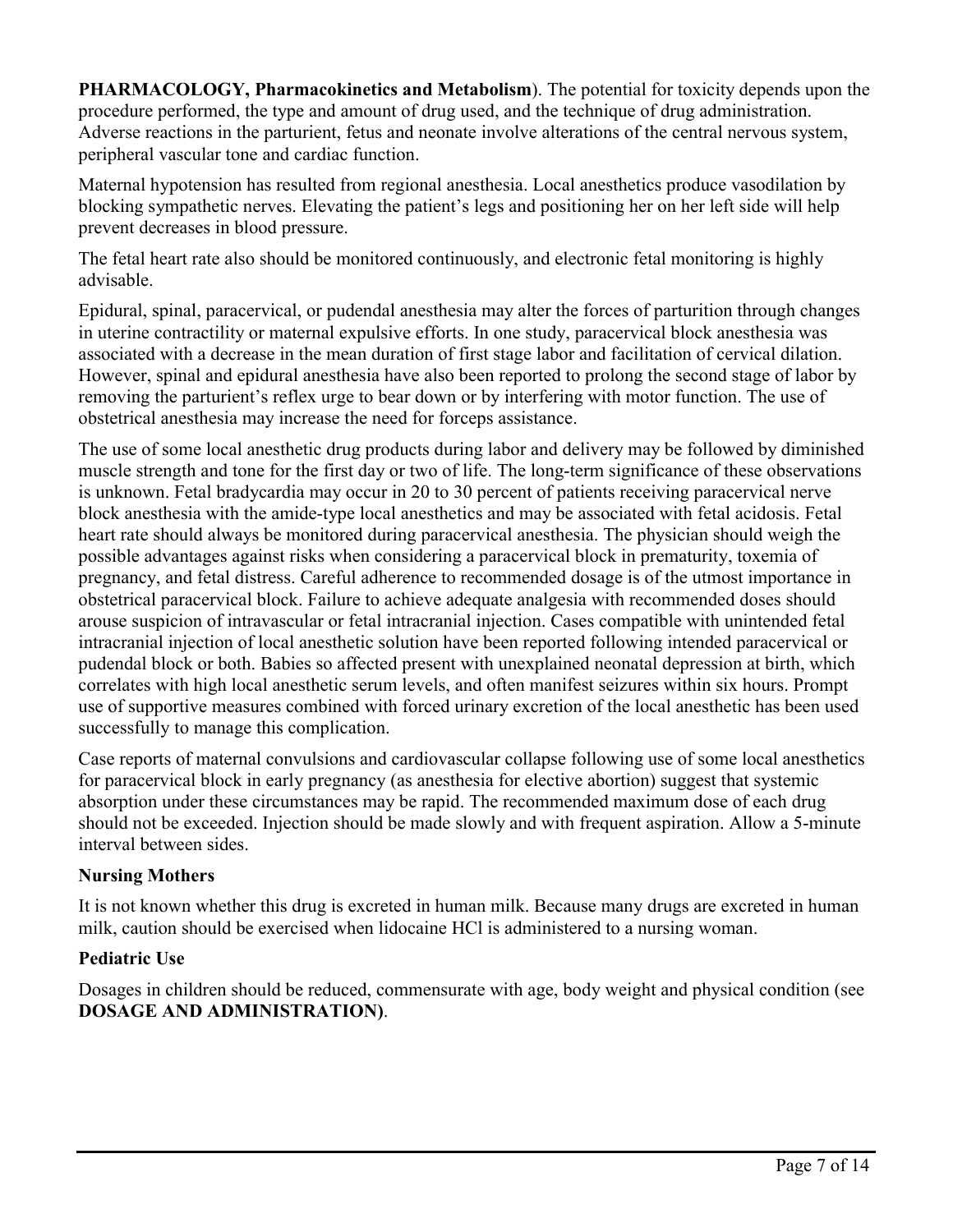**PHARMACOLOGY, Pharmacokinetics and Metabolism**). The potential for toxicity depends upon the procedure performed, the type and amount of drug used, and the technique of drug administration. Adverse reactions in the parturient, fetus and neonate involve alterations of the central nervous system, peripheral vascular tone and cardiac function.

Maternal hypotension has resulted from regional anesthesia. Local anesthetics produce vasodilation by blocking sympathetic nerves. Elevating the patient's legs and positioning her on her left side will help prevent decreases in blood pressure.

The fetal heart rate also should be monitored continuously, and electronic fetal monitoring is highly advisable.

Epidural, spinal, paracervical, or pudendal anesthesia may alter the forces of parturition through changes in uterine contractility or maternal expulsive efforts. In one study, paracervical block anesthesia was associated with a decrease in the mean duration of first stage labor and facilitation of cervical dilation. However, spinal and epidural anesthesia have also been reported to prolong the second stage of labor by removing the parturient's reflex urge to bear down or by interfering with motor function. The use of obstetrical anesthesia may increase the need for forceps assistance.

The use of some local anesthetic drug products during labor and delivery may be followed by diminished muscle strength and tone for the first day or two of life. The long-term significance of these observations is unknown. Fetal bradycardia may occur in 20 to 30 percent of patients receiving paracervical nerve block anesthesia with the amide-type local anesthetics and may be associated with fetal acidosis. Fetal heart rate should always be monitored during paracervical anesthesia. The physician should weigh the possible advantages against risks when considering a paracervical block in prematurity, toxemia of pregnancy, and fetal distress. Careful adherence to recommended dosage is of the utmost importance in obstetrical paracervical block. Failure to achieve adequate analgesia with recommended doses should arouse suspicion of intravascular or fetal intracranial injection. Cases compatible with unintended fetal intracranial injection of local anesthetic solution have been reported following intended paracervical or pudendal block or both. Babies so affected present with unexplained neonatal depression at birth, which correlates with high local anesthetic serum levels, and often manifest seizures within six hours. Prompt use of supportive measures combined with forced urinary excretion of the local anesthetic has been used successfully to manage this complication.

Case reports of maternal convulsions and cardiovascular collapse following use of some local anesthetics for paracervical block in early pregnancy (as anesthesia for elective abortion) suggest that systemic absorption under these circumstances may be rapid. The recommended maximum dose of each drug should not be exceeded. Injection should be made slowly and with frequent aspiration. Allow a 5-minute interval between sides.

### Nursing Mothers

It is not known whether this drug is excreted in human milk. Because many drugs are excreted in human milk, caution should be exercised when lidocaine HCl is administered to a nursing woman.

### Pediatric Use

Dosages in children should be reduced, commensurate with age, body weight and physical condition (see **DOSAGE AND ADMINISTRATION)**.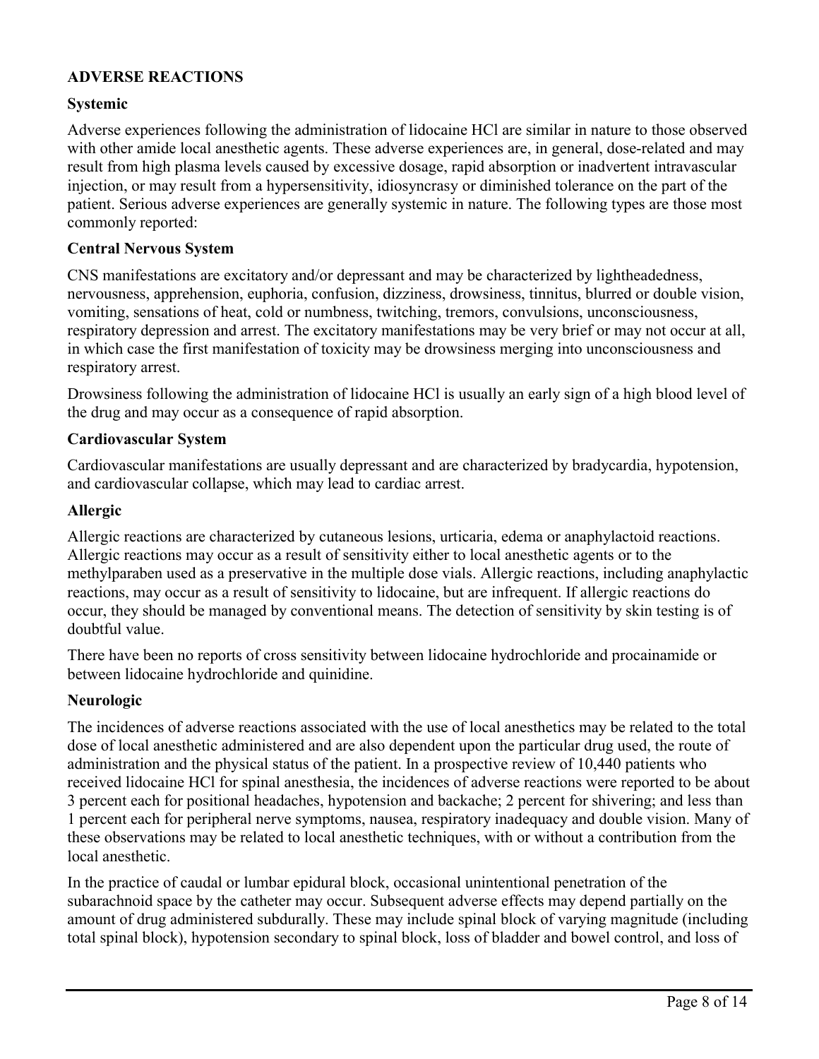## ADVERSE REACTIONS

### Systemic

Adverse experiences following the administration of lidocaine HCl are similar in nature to those observed with other amide local anesthetic agents. These adverse experiences are, in general, dose-related and may result from high plasma levels caused by excessive dosage, rapid absorption or inadvertent intravascular injection, or may result from a hypersensitivity, idiosyncrasy or diminished tolerance on the part of the patient. Serious adverse experiences are generally systemic in nature. The following types are those most commonly reported:

### Central Nervous System

CNS manifestations are excitatory and/or depressant and may be characterized by lightheadedness, nervousness, apprehension, euphoria, confusion, dizziness, drowsiness, tinnitus, blurred or double vision, vomiting, sensations of heat, cold or numbness, twitching, tremors, convulsions, unconsciousness, respiratory depression and arrest. The excitatory manifestations may be very brief or may not occur at all, in which case the first manifestation of toxicity may be drowsiness merging into unconsciousness and respiratory arrest.

Drowsiness following the administration of lidocaine HCl is usually an early sign of a high blood level of the drug and may occur as a consequence of rapid absorption.

### Cardiovascular System

Cardiovascular manifestations are usually depressant and are characterized by bradycardia, hypotension, and cardiovascular collapse, which may lead to cardiac arrest.

### Allergic

Allergic reactions are characterized by cutaneous lesions, urticaria, edema or anaphylactoid reactions. Allergic reactions may occur as a result of sensitivity either to local anesthetic agents or to the methylparaben used as a preservative in the multiple dose vials. Allergic reactions, including anaphylactic reactions, may occur as a result of sensitivity to lidocaine, but are infrequent. If allergic reactions do occur, they should be managed by conventional means. The detection of sensitivity by skin testing is of doubtful value.

There have been no reports of cross sensitivity between lidocaine hydrochloride and procainamide or between lidocaine hydrochloride and quinidine.

### Neurologic

The incidences of adverse reactions associated with the use of local anesthetics may be related to the total dose of local anesthetic administered and are also dependent upon the particular drug used, the route of administration and the physical status of the patient. In a prospective review of 10,440 patients who received lidocaine HCl for spinal anesthesia, the incidences of adverse reactions were reported to be about 3 percent each for positional headaches, hypotension and backache; 2 percent for shivering; and less than 1 percent each for peripheral nerve symptoms, nausea, respiratory inadequacy and double vision. Many of these observations may be related to local anesthetic techniques, with or without a contribution from the local anesthetic.

In the practice of caudal or lumbar epidural block, occasional unintentional penetration of the subarachnoid space by the catheter may occur. Subsequent adverse effects may depend partially on the amount of drug administered subdurally. These may include spinal block of varying magnitude (including total spinal block), hypotension secondary to spinal block, loss of bladder and bowel control, and loss of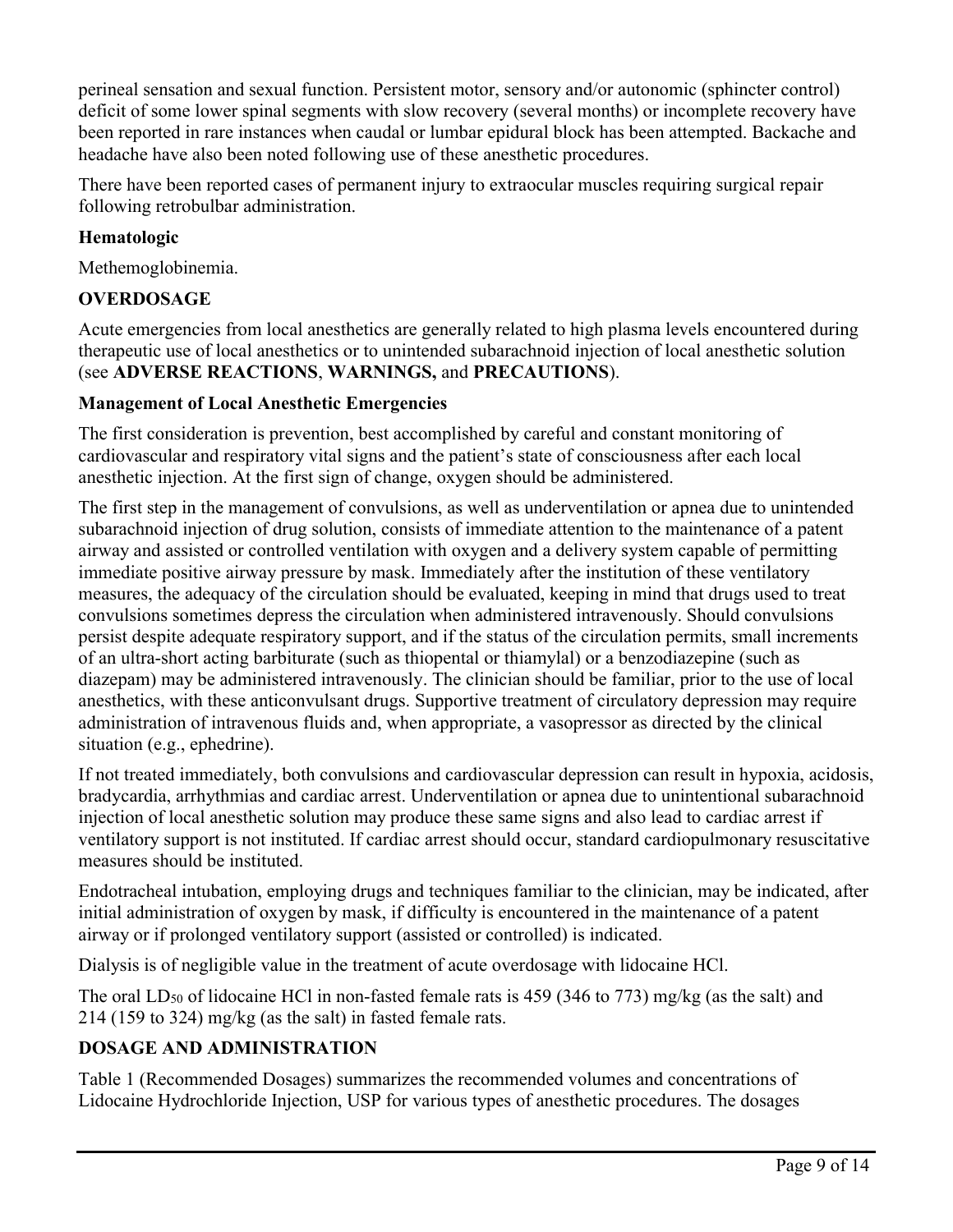perineal sensation and sexual function. Persistent motor, sensory and/or autonomic (sphincter control) deficit of some lower spinal segments with slow recovery (several months) or incomplete recovery have been reported in rare instances when caudal or lumbar epidural block has been attempted. Backache and headache have also been noted following use of these anesthetic procedures.

There have been reported cases of permanent injury to extraocular muscles requiring surgical repair following retrobulbar administration.

**Hematologic**

Methemoglobinemia.

**OVERDOSAGE**

Acute emergencies from local anesthetics are generally related to high plasma levels encountered during therapeutic use of local anesthetics or to unintended subarachnoid injection of local anesthetic solution (see **ADVERSE REACTIONS**, **WARNINGS,** and **PRECAUTIONS**).

**Management of Local Anesthetic Emergencies**

The first consideration is prevention, best accomplished by careful and constant monitoring of cardiovascular and respiratory vital signs and the patient's state of consciousness after each local anesthetic injection. At the first sign of change, oxygen should be administered.

The first step in the management of convulsions, as well as underventilation or apnea due to unintended subarachnoid injection of drug solution, consists of immediate attention to the maintenance of a patent airway and assisted or controlled ventilation with oxygen and a delivery system capable of permitting immediate positive airway pressure by mask. Immediately after the institution of these ventilatory measures, the adequacy of the circulation should be evaluated, keeping in mind that drugs used to treat convulsions sometimes depress the circulation when administered intravenously. Should convulsions persist despite adequate respiratory support, and if the status of the circulation permits, small increments of an ultra-short acting barbiturate (such as thiopental or thiamylal) or a benzodiazepine (such as diazepam) may be administered intravenously. The clinician should be familiar, prior to the use of local anesthetics, with these anticonvulsant drugs. Supportive treatment of circulatory depression may require administration of intravenous fluids and, when appropriate, a vasopressor as directed by the clinical situation (e.g., ephedrine).

If not treated immediately, both convulsions and cardiovascular depression can result in hypoxia, acidosis, bradycardia, arrhythmias and cardiac arrest. Underventilation or apnea due to unintentional subarachnoid injection of local anesthetic solution may produce these same signs and also lead to cardiac arrest if ventilatory support is not instituted. If cardiac arrest should occur, standard cardiopulmonary resuscitative measures should be instituted.

Endotracheal intubation, employing drugs and techniques familiar to the clinician, may be indicated, after initial administration of oxygen by mask, if difficulty is encountered in the maintenance of a patent airway or if prolonged ventilatory support (assisted or controlled) is indicated.

Dialysis is of negligible value in the treatment of acute overdosage with lidocaine HCl.

The oral $LD_{50}$ of lidocaine HCl in non-fasted female rats is 459 (346 to 773) mg/kg (as the salt) and 214 (159 to 324) mg/kg (as the salt) in fasted female rats.

**DOSAGE AND ADMINISTRATION**

Table 1 (Recommended Dosages) summarizes the recommended volumes and concentrations of Lidocaine Hydrochloride Injection, USP for various types of anesthetic procedures. The dosages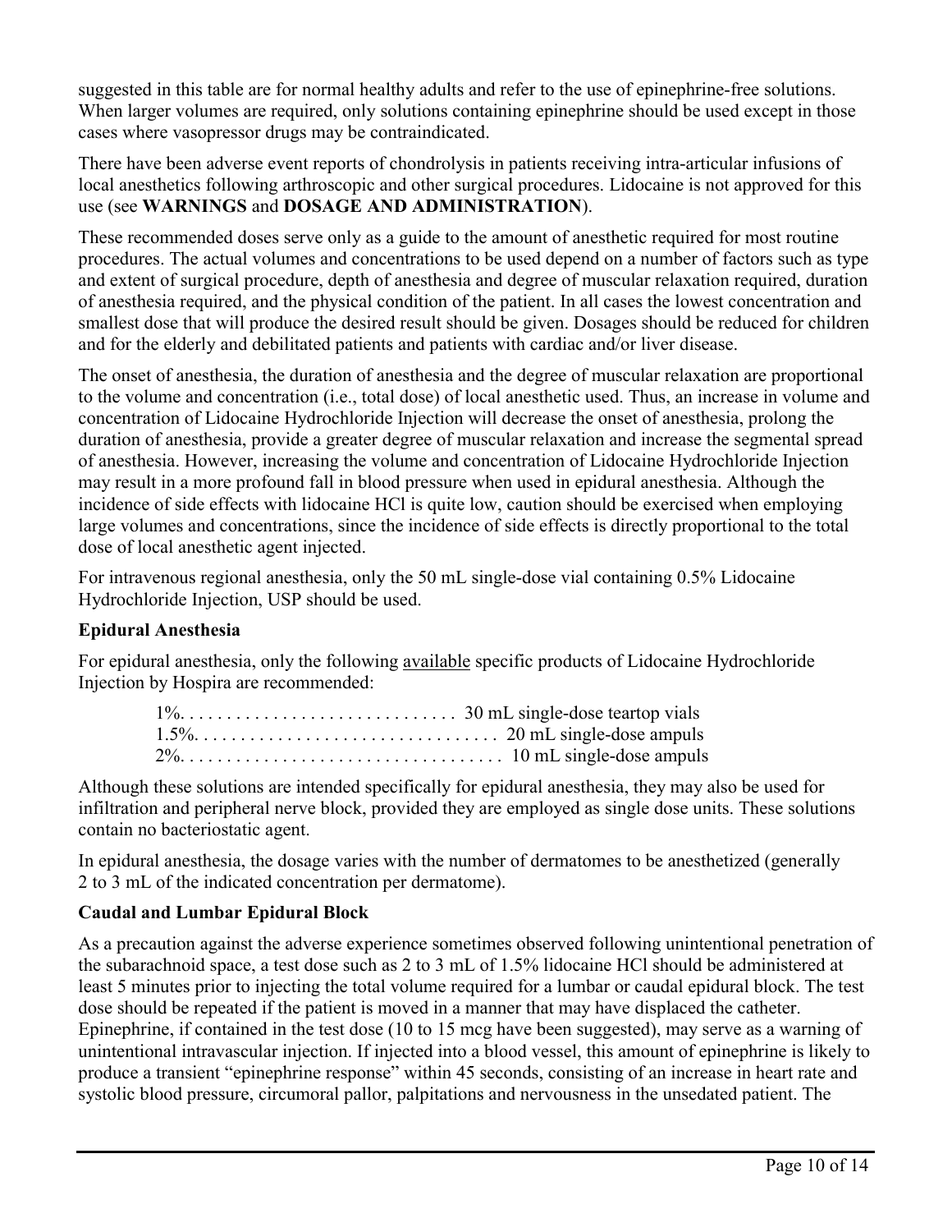suggested in this table are for normal healthy adults and refer to the use of epinephrine-free solutions. When larger volumes are required, only solutions containing epinephrine should be used except in those cases where vasopressor drugs may be contraindicated.

There have been adverse event reports of chondrolysis in patients receiving intra-articular infusions of local anesthetics following arthroscopic and other surgical procedures. Lidocaine is not approved for this use (see **WARNINGS** and **DOSAGE AND ADMINISTRATION**).

These recommended doses serve only as a guide to the amount of anesthetic required for most routine procedures. The actual volumes and concentrations to be used depend on a number of factors such as type and extent of surgical procedure, depth of anesthesia and degree of muscular relaxation required, duration of anesthesia required, and the physical condition of the patient. In all cases the lowest concentration and smallest dose that will produce the desired result should be given. Dosages should be reduced for children and for the elderly and debilitated patients and patients with cardiac and/or liver disease.

The onset of anesthesia, the duration of anesthesia and the degree of muscular relaxation are proportional to the volume and concentration (i.e., total dose) of local anesthetic used. Thus, an increase in volume and concentration of Lidocaine Hydrochloride Injection will decrease the onset of anesthesia, prolong the duration of anesthesia, provide a greater degree of muscular relaxation and increase the segmental spread of anesthesia. However, increasing the volume and concentration of Lidocaine Hydrochloride Injection may result in a more profound fall in blood pressure when used in epidural anesthesia. Although the incidence of side effects with lidocaine HCl is quite low, caution should be exercised when employing large volumes and concentrations, since the incidence of side effects is directly proportional to the total dose of local anesthetic agent injected.

For intravenous regional anesthesia, only the 50 mL single-dose vial containing 0.5% Lidocaine Hydrochloride Injection, USP should be used.

**Epidural Anesthesia**

For epidural anesthesia, only the following available specific products of Lidocaine Hydrochloride Injection by Hospira are recommended:

1%. . . . . . . . . . . . . . . . . . . . . . . . . . . . . 30 mL single-dose teartop vials
1.5%. . . . . . . . . . . . . . . . . . . . . . . . . . . . . . . . 20 mL single-dose ampuls
2%. . . . . . . . . . . . . . . . . . . . . . . . . . . . . . . . . . 10 mL single-dose ampuls

Although these solutions are intended specifically for epidural anesthesia, they may also be used for infiltration and peripheral nerve block, provided they are employed as single dose units. These solutions contain no bacteriostatic agent.

In epidural anesthesia, the dosage varies with the number of dermatomes to be anesthetized (generally 2 to 3 mL of the indicated concentration per dermatome).

**Caudal and Lumbar Epidural Block**

As a precaution against the adverse experience sometimes observed following unintentional penetration of the subarachnoid space, a test dose such as 2 to 3 mL of 1.5% lidocaine HCl should be administered at least 5 minutes prior to injecting the total volume required for a lumbar or caudal epidural block. The test dose should be repeated if the patient is moved in a manner that may have displaced the catheter. Epinephrine, if contained in the test dose (10 to 15 mcg have been suggested), may serve as a warning of unintentional intravascular injection. If injected into a blood vessel, this amount of epinephrine is likely to produce a transient "epinephrine response" within 45 seconds, consisting of an increase in heart rate and systolic blood pressure, circumoral pallor, palpitations and nervousness in the unsedated patient. The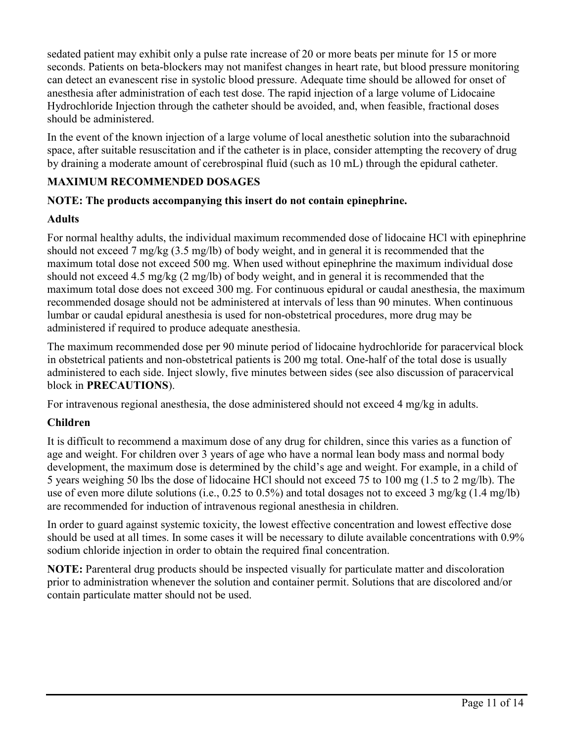sedated patient may exhibit only a pulse rate increase of 20 or more beats per minute for 15 or more seconds. Patients on beta-blockers may not manifest changes in heart rate, but blood pressure monitoring can detect an evanescent rise in systolic blood pressure. Adequate time should be allowed for onset of anesthesia after administration of each test dose. The rapid injection of a large volume of Lidocaine Hydrochloride Injection through the catheter should be avoided, and, when feasible, fractional doses should be administered.

In the event of the known injection of a large volume of local anesthetic solution into the subarachnoid space, after suitable resuscitation and if the catheter is in place, consider attempting the recovery of drug by draining a moderate amount of cerebrospinal fluid (such as 10 mL) through the epidural catheter.

## MAXIMUM RECOMMENDED DOSAGES

**NOTE: The products accompanying this insert do not contain epinephrine.**

### Adults

For normal healthy adults, the individual maximum recommended dose of lidocaine HCl with epinephrine should not exceed 7 mg/kg (3.5 mg/lb) of body weight, and in general it is recommended that the maximum total dose not exceed 500 mg. When used without epinephrine the maximum individual dose should not exceed 4.5 mg/kg (2 mg/lb) of body weight, and in general it is recommended that the maximum total dose does not exceed 300 mg. For continuous epidural or caudal anesthesia, the maximum recommended dosage should not be administered at intervals of less than 90 minutes. When continuous lumbar or caudal epidural anesthesia is used for non-obstetrical procedures, more drug may be administered if required to produce adequate anesthesia.

The maximum recommended dose per 90 minute period of lidocaine hydrochloride for paracervical block in obstetrical patients and non-obstetrical patients is 200 mg total. One-half of the total dose is usually administered to each side. Inject slowly, five minutes between sides (see also discussion of paracervical block in **PRECAUTIONS**).

For intravenous regional anesthesia, the dose administered should not exceed 4 mg/kg in adults.

### Children

It is difficult to recommend a maximum dose of any drug for children, since this varies as a function of age and weight. For children over 3 years of age who have a normal lean body mass and normal body development, the maximum dose is determined by the child's age and weight. For example, in a child of 5 years weighing 50 lbs the dose of lidocaine HCl should not exceed 75 to 100 mg (1.5 to 2 mg/lb). The use of even more dilute solutions (i.e., 0.25 to 0.5%) and total dosages not to exceed 3 mg/kg (1.4 mg/lb) are recommended for induction of intravenous regional anesthesia in children.

In order to guard against systemic toxicity, the lowest effective concentration and lowest effective dose should be used at all times. In some cases it will be necessary to dilute available concentrations with 0.9% sodium chloride injection in order to obtain the required final concentration.

**NOTE:** Parenteral drug products should be inspected visually for particulate matter and discoloration prior to administration whenever the solution and container permit. Solutions that are discolored and/or contain particulate matter should not be used.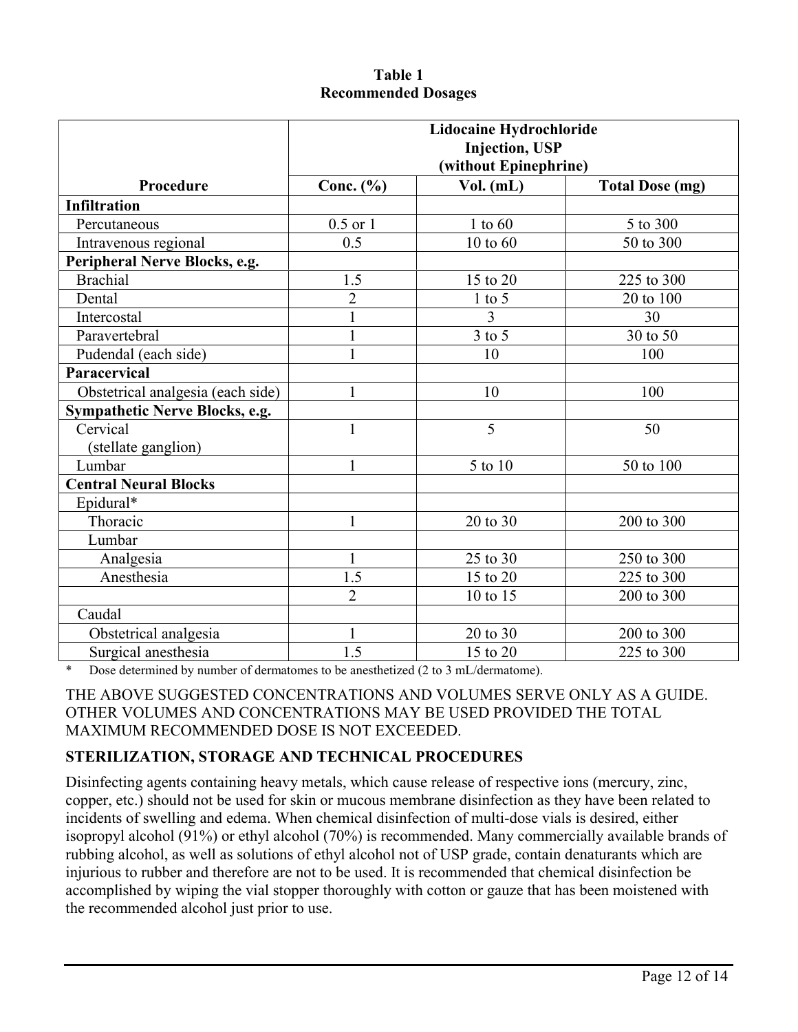**Table 1**
**Recommended Dosages**

| Procedure | Lidocaine Hydrochloride Injection, USP (without Epinephrine) | | |
|---|---|---|---|
| | Conc. (%) | Vol. (mL) | Total Dose (mg) |
| **Infiltration** | | | |
| Percutaneous | 0.5 or 1 | 1 to 60 | 5 to 300 |
| Intravenous regional | 0.5 | 10 to 60 | 50 to 300 |
| **Peripheral Nerve Blocks, e.g.** | | | |
| Brachial | 1.5 | 15 to 20 | 225 to 300 |
| Dental | 2 | 1 to 5 | 20 to 100 |
| Intercostal | 1 | 3 | 30 |
| Paravertebral | 1 | 3 to 5 | 30 to 50 |
| Pudendal (each side) | 1 | 10 | 100 |
| **Paracervical** | | | |
| Obstetrical analgesia (each side) | 1 | 10 | 100 |
| **Sympathetic Nerve Blocks, e.g.** | | | |
| Cervical (stellate ganglion) | 1 | 5 | 50 |
| Lumbar | 1 | 5 to 10 | 50 to 100 |
| **Central Neural Blocks** | | | |
| Epidural* | | | |
| Thoracic | 1 | 20 to 30 | 200 to 300 |
| Lumbar | | | |
| Analgesia | 1 | 25 to 30 | 250 to 300 |
| Anesthesia | 1.5 | 15 to 20 | 225 to 300 |
| | 2 | 10 to 15 | 200 to 300 |
| Caudal | | | |
| Obstetrical analgesia | 1 | 20 to 30 | 200 to 300 |
| Surgical anesthesia | 1.5 | 15 to 20 | 225 to 300 |

\* Dose determined by number of dermatomes to be anesthetized (2 to 3 mL/dermatome).

THE ABOVE SUGGESTED CONCENTRATIONS AND VOLUMES SERVE ONLY AS A GUIDE. OTHER VOLUMES AND CONCENTRATIONS MAY BE USED PROVIDED THE TOTAL MAXIMUM RECOMMENDED DOSE IS NOT EXCEEDED.

## STERILIZATION, STORAGE AND TECHNICAL PROCEDURES

Disinfecting agents containing heavy metals, which cause release of respective ions (mercury, zinc, copper, etc.) should not be used for skin or mucous membrane disinfection as they have been related to incidents of swelling and edema. When chemical disinfection of multi-dose vials is desired, either isopropyl alcohol (91%) or ethyl alcohol (70%) is recommended. Many commercially available brands of rubbing alcohol, as well as solutions of ethyl alcohol not of USP grade, contain denaturants which are injurious to rubber and therefore are not to be used. It is recommended that chemical disinfection be accomplished by wiping the vial stopper thoroughly with cotton or gauze that has been moistened with the recommended alcohol just prior to use.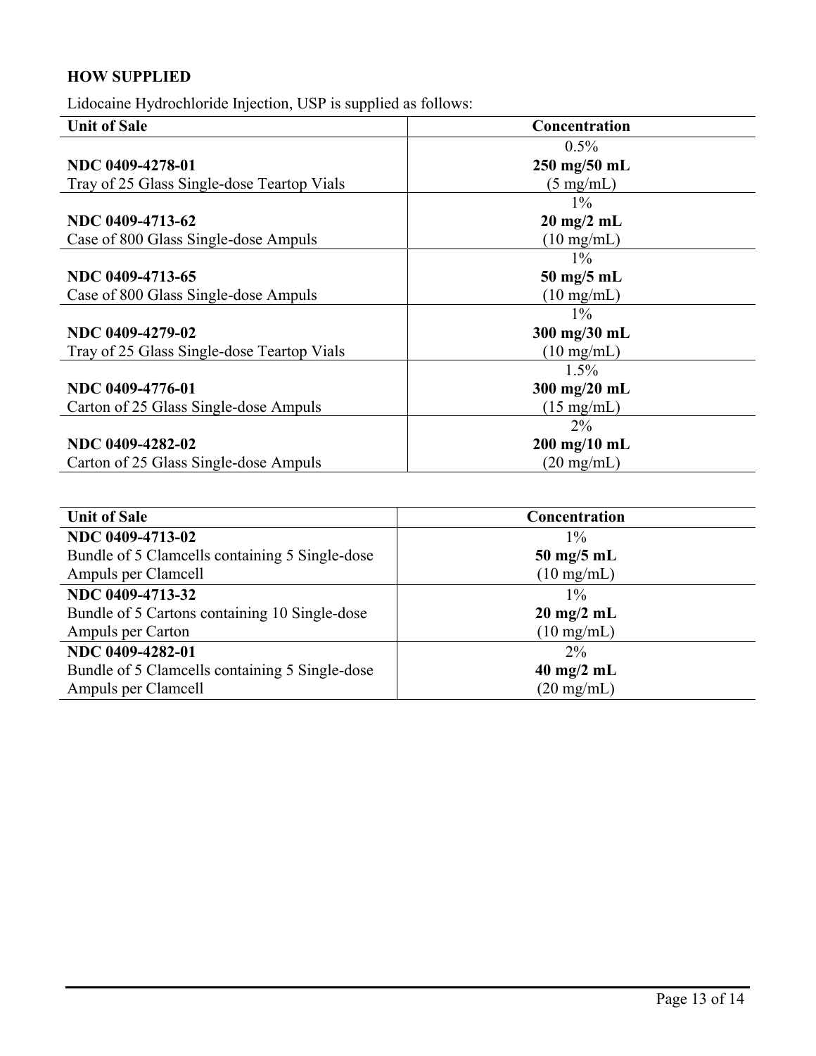## HOW SUPPLIED

Lidocaine Hydrochloride Injection, USP is supplied as follows:

| Unit of Sale | Concentration |
|---|---|
| **NDC 0409-4278-01**<br>Tray of 25 Glass Single-dose Teartop Vials | 0.5%<br>**250 mg/50 mL**<br>(5 mg/mL) |
| **NDC 0409-4713-62**<br>Case of 800 Glass Single-dose Ampuls | 1%<br>**20 mg/2 mL**<br>(10 mg/mL) |
| **NDC 0409-4713-65**<br>Case of 800 Glass Single-dose Ampuls | 1%<br>**50 mg/5 mL**<br>(10 mg/mL) |
| **NDC 0409-4279-02**<br>Tray of 25 Glass Single-dose Teartop Vials | 1%<br>**300 mg/30 mL**<br>(10 mg/mL) |
| **NDC 0409-4776-01**<br>Carton of 25 Glass Single-dose Ampuls | 1.5%<br>**300 mg/20 mL**<br>(15 mg/mL) |
| **NDC 0409-4282-02**<br>Carton of 25 Glass Single-dose Ampuls | 2%<br>**200 mg/10 mL**<br>(20 mg/mL) |

| Unit of Sale | Concentration |
|---|---|
| **NDC 0409-4713-02**<br>Bundle of 5 Clamcells containing 5 Single-dose Ampuls per Clamcell | 1%<br>**50 mg/5 mL**<br>(10 mg/mL) |
| **NDC 0409-4713-32**<br>Bundle of 5 Cartons containing 10 Single-dose Ampuls per Carton | 1%<br>**20 mg/2 mL**<br>(10 mg/mL) |
| **NDC 0409-4282-01**<br>Bundle of 5 Clamcells containing 5 Single-dose Ampuls per Clamcell | 2%<br>**40 mg/2 mL**<br>(20 mg/mL) |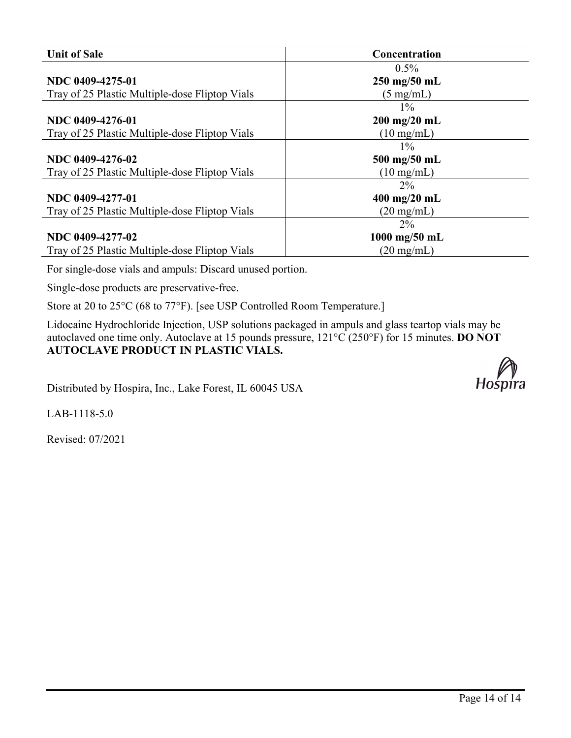| Unit of Sale | Concentration |
|---|---|
| **NDC 0409-4275-01**<br>Tray of 25 Plastic Multiple-dose Fliptop Vials | 0.5%<br>**250 mg/50 mL**<br>(5 mg/mL) |
| **NDC 0409-4276-01**<br>Tray of 25 Plastic Multiple-dose Fliptop Vials | 1%<br>**200 mg/20 mL**<br>(10 mg/mL) |
| **NDC 0409-4276-02**<br>Tray of 25 Plastic Multiple-dose Fliptop Vials | 1%<br>**500 mg/50 mL**<br>(10 mg/mL) |
| **NDC 0409-4277-01**<br>Tray of 25 Plastic Multiple-dose Fliptop Vials | 2%<br>**400 mg/20 mL**<br>(20 mg/mL) |
| **NDC 0409-4277-02**<br>Tray of 25 Plastic Multiple-dose Fliptop Vials | 2%<br>**1000 mg/50 mL**<br>(20 mg/mL) |

For single-dose vials and ampuls: Discard unused portion.

Single-dose products are preservative-free.

Store at 20 to 25°C (68 to 77°F). [see USP Controlled Room Temperature.]

Lidocaine Hydrochloride Injection, USP solutions packaged in ampuls and glass teartop vials may be autoclaved one time only. Autoclave at 15 pounds pressure, 121°C (250°F) for 15 minutes. **DO NOT AUTOCLAVE PRODUCT IN PLASTIC VIALS.**

Distributed by Hospira, Inc., Lake Forest, IL 60045 USA

Hospira

LAB-1118-5.0

Revised: 07/2021